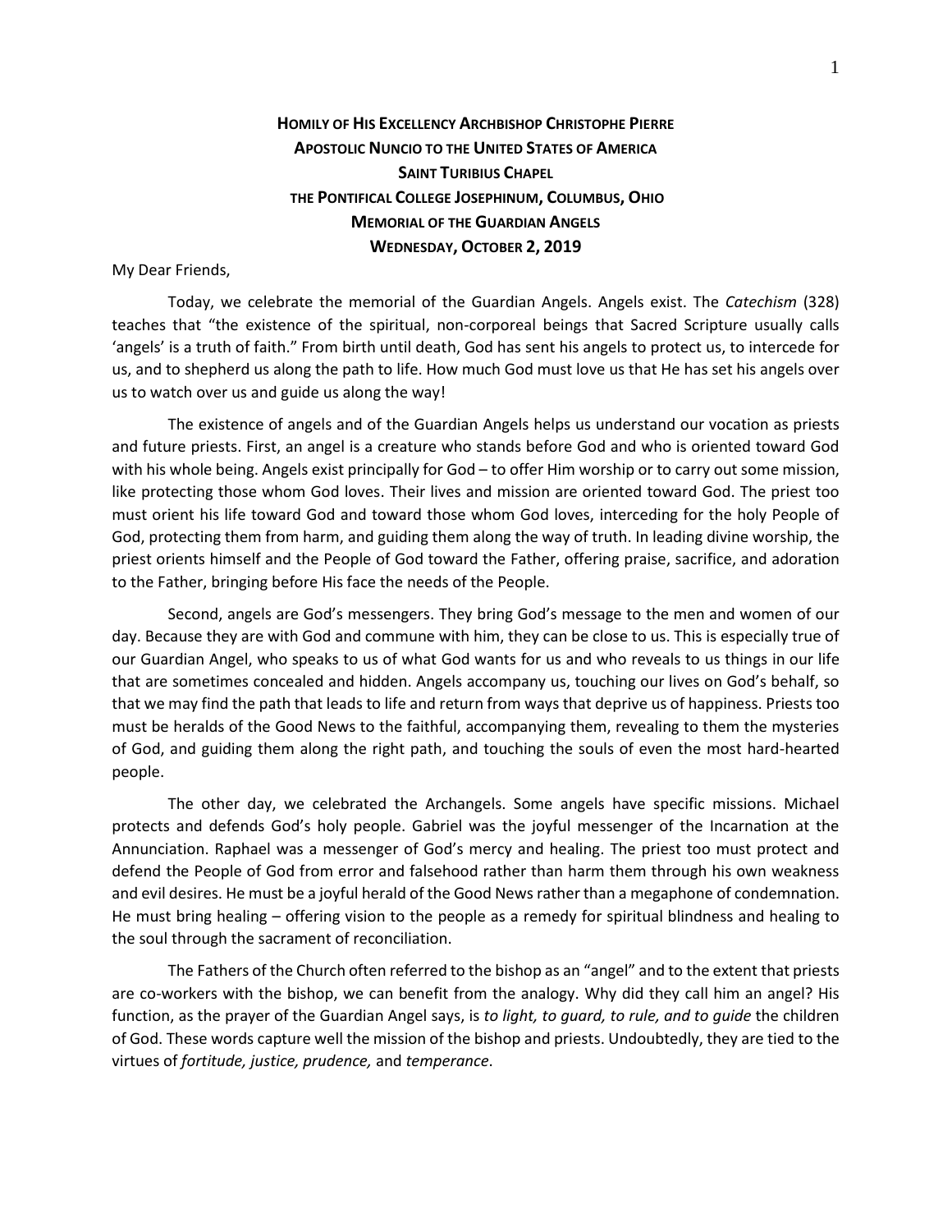**HOMILY OF HIS EXCELLENCY ARCHBISHOP CHRISTOPHE PIERRE**
**APOSTOLIC NUNCIO TO THE UNITED STATES OF AMERICA**
**SAINT TURIBIUS CHAPEL**
**THE PONTIFICAL COLLEGE JOSEPHINUM, COLUMBUS, OHIO**
**MEMORIAL OF THE GUARDIAN ANGELS**
**WEDNESDAY, OCTOBER 2, 2019**

My Dear Friends,

Today, we celebrate the memorial of the Guardian Angels. Angels exist. The *Catechism* (328) teaches that "the existence of the spiritual, non-corporeal beings that Sacred Scripture usually calls 'angels' is a truth of faith." From birth until death, God has sent his angels to protect us, to intercede for us, and to shepherd us along the path to life. How much God must love us that He has set his angels over us to watch over us and guide us along the way!

The existence of angels and of the Guardian Angels helps us understand our vocation as priests and future priests. First, an angel is a creature who stands before God and who is oriented toward God with his whole being. Angels exist principally for God – to offer Him worship or to carry out some mission, like protecting those whom God loves. Their lives and mission are oriented toward God. The priest too must orient his life toward God and toward those whom God loves, interceding for the holy People of God, protecting them from harm, and guiding them along the way of truth. In leading divine worship, the priest orients himself and the People of God toward the Father, offering praise, sacrifice, and adoration to the Father, bringing before His face the needs of the People.

Second, angels are God's messengers. They bring God's message to the men and women of our day. Because they are with God and commune with him, they can be close to us. This is especially true of our Guardian Angel, who speaks to us of what God wants for us and who reveals to us things in our life that are sometimes concealed and hidden. Angels accompany us, touching our lives on God's behalf, so that we may find the path that leads to life and return from ways that deprive us of happiness. Priests too must be heralds of the Good News to the faithful, accompanying them, revealing to them the mysteries of God, and guiding them along the right path, and touching the souls of even the most hard-hearted people.

The other day, we celebrated the Archangels. Some angels have specific missions. Michael protects and defends God's holy people. Gabriel was the joyful messenger of the Incarnation at the Annunciation. Raphael was a messenger of God's mercy and healing. The priest too must protect and defend the People of God from error and falsehood rather than harm them through his own weakness and evil desires. He must be a joyful herald of the Good News rather than a megaphone of condemnation. He must bring healing – offering vision to the people as a remedy for spiritual blindness and healing to the soul through the sacrament of reconciliation.

The Fathers of the Church often referred to the bishop as an "angel" and to the extent that priests are co-workers with the bishop, we can benefit from the analogy. Why did they call him an angel? His function, as the prayer of the Guardian Angel says, is *to light, to guard, to rule, and to guide* the children of God. These words capture well the mission of the bishop and priests. Undoubtedly, they are tied to the virtues of *fortitude, justice, prudence,* and *temperance*.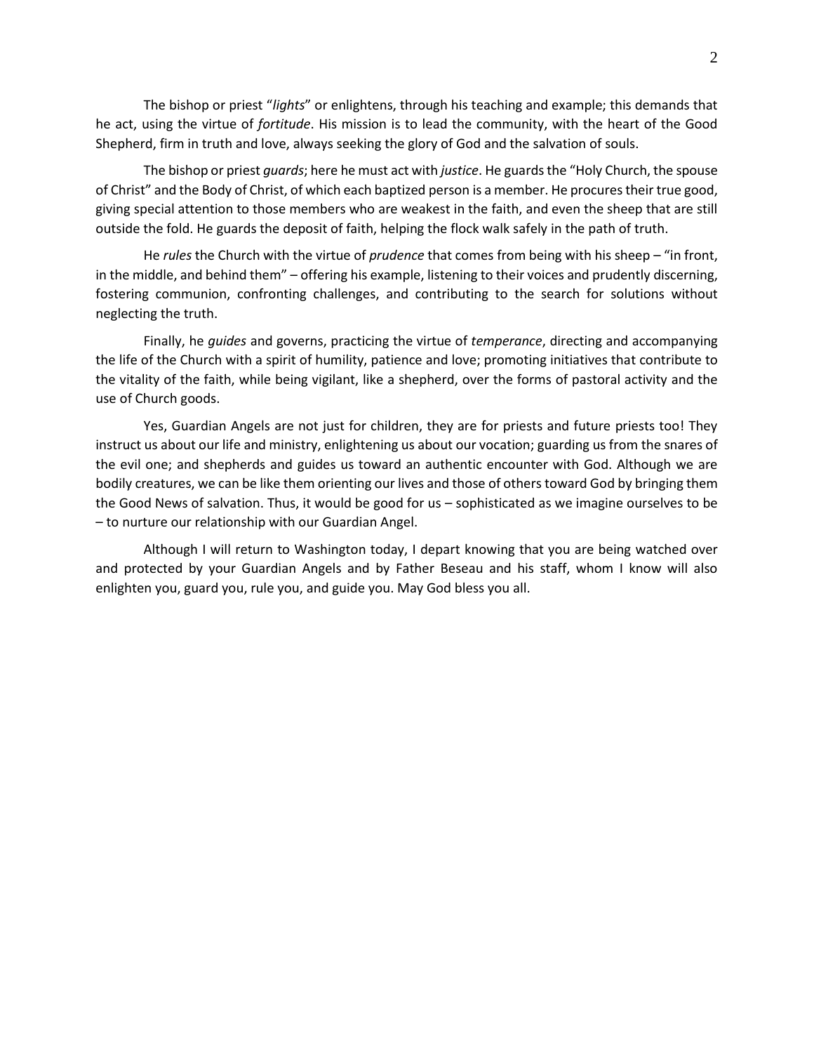The bishop or priest "*lights*" or enlightens, through his teaching and example; this demands that he act, using the virtue of *fortitude*. His mission is to lead the community, with the heart of the Good Shepherd, firm in truth and love, always seeking the glory of God and the salvation of souls.

The bishop or priest *guards*; here he must act with *justice*. He guards the "Holy Church, the spouse of Christ" and the Body of Christ, of which each baptized person is a member. He procures their true good, giving special attention to those members who are weakest in the faith, and even the sheep that are still outside the fold. He guards the deposit of faith, helping the flock walk safely in the path of truth.

He *rules* the Church with the virtue of *prudence* that comes from being with his sheep – "in front, in the middle, and behind them" – offering his example, listening to their voices and prudently discerning, fostering communion, confronting challenges, and contributing to the search for solutions without neglecting the truth.

Finally, he *guides* and governs, practicing the virtue of *temperance*, directing and accompanying the life of the Church with a spirit of humility, patience and love; promoting initiatives that contribute to the vitality of the faith, while being vigilant, like a shepherd, over the forms of pastoral activity and the use of Church goods.

Yes, Guardian Angels are not just for children, they are for priests and future priests too! They instruct us about our life and ministry, enlightening us about our vocation; guarding us from the snares of the evil one; and shepherds and guides us toward an authentic encounter with God. Although we are bodily creatures, we can be like them orienting our lives and those of others toward God by bringing them the Good News of salvation. Thus, it would be good for us – sophisticated as we imagine ourselves to be – to nurture our relationship with our Guardian Angel.

Although I will return to Washington today, I depart knowing that you are being watched over and protected by your Guardian Angels and by Father Beseau and his staff, whom I know will also enlighten you, guard you, rule you, and guide you. May God bless you all.